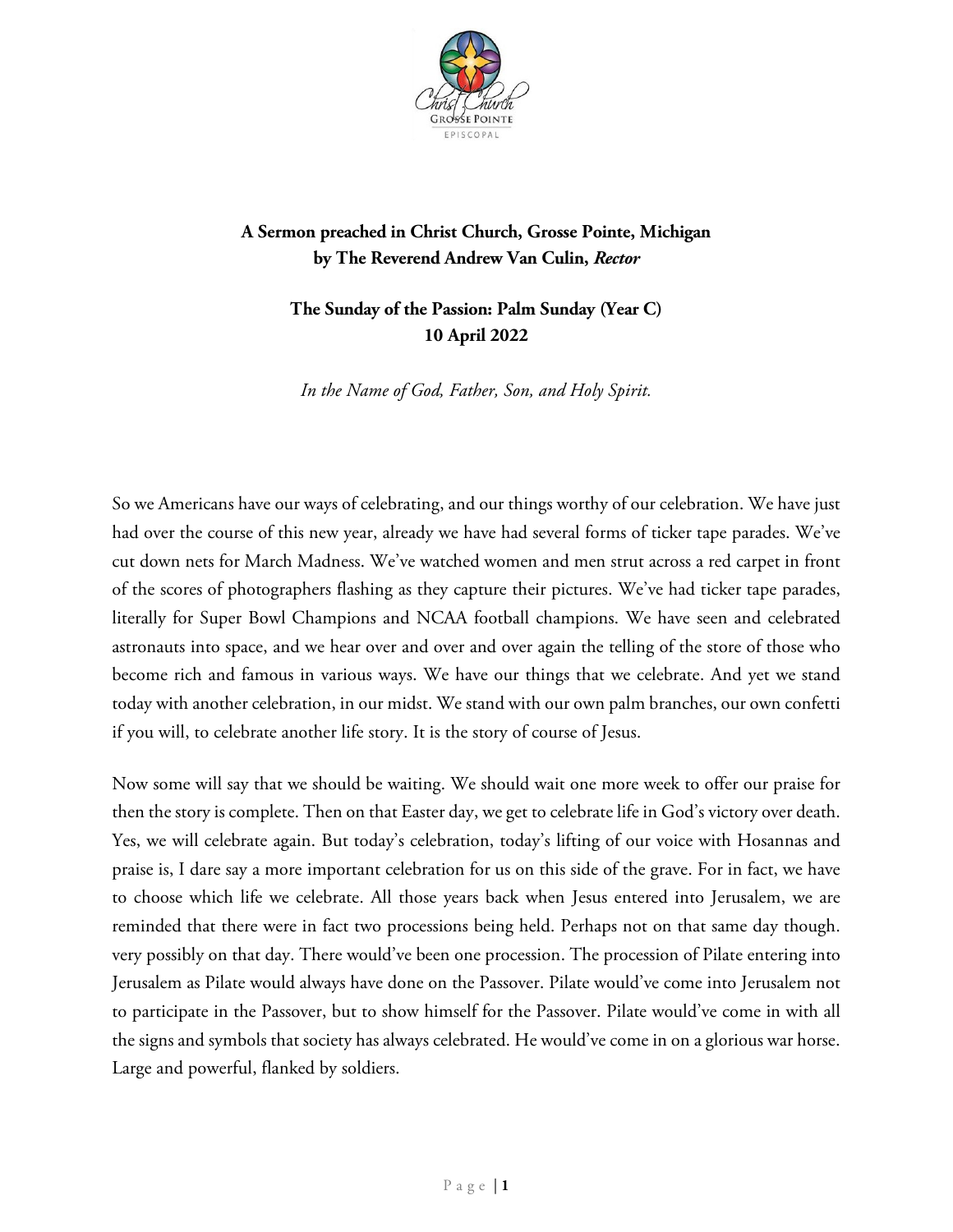**A Sermon preached in Christ Church, Grosse Pointe, Michigan**
**by The Reverend Andrew Van Culin, *Rector***

**The Sunday of the Passion: Palm Sunday (Year C)**
**10 April 2022**

*In the Name of God, Father, Son, and Holy Spirit.*

So we Americans have our ways of celebrating, and our things worthy of our celebration. We have just had over the course of this new year, already we have had several forms of ticker tape parades. We've cut down nets for March Madness. We've watched women and men strut across a red carpet in front of the scores of photographers flashing as they capture their pictures. We've had ticker tape parades, literally for Super Bowl Champions and NCAA football champions. We have seen and celebrated astronauts into space, and we hear over and over and over again the telling of the store of those who become rich and famous in various ways. We have our things that we celebrate. And yet we stand today with another celebration, in our midst. We stand with our own palm branches, our own confetti if you will, to celebrate another life story. It is the story of course of Jesus.

Now some will say that we should be waiting. We should wait one more week to offer our praise for then the story is complete. Then on that Easter day, we get to celebrate life in God's victory over death. Yes, we will celebrate again. But today's celebration, today's lifting of our voice with Hosannas and praise is, I dare say a more important celebration for us on this side of the grave. For in fact, we have to choose which life we celebrate. All those years back when Jesus entered into Jerusalem, we are reminded that there were in fact two processions being held. Perhaps not on that same day though. very possibly on that day. There would've been one procession. The procession of Pilate entering into Jerusalem as Pilate would always have done on the Passover. Pilate would've come into Jerusalem not to participate in the Passover, but to show himself for the Passover. Pilate would've come in with all the signs and symbols that society has always celebrated. He would've come in on a glorious war horse. Large and powerful, flanked by soldiers.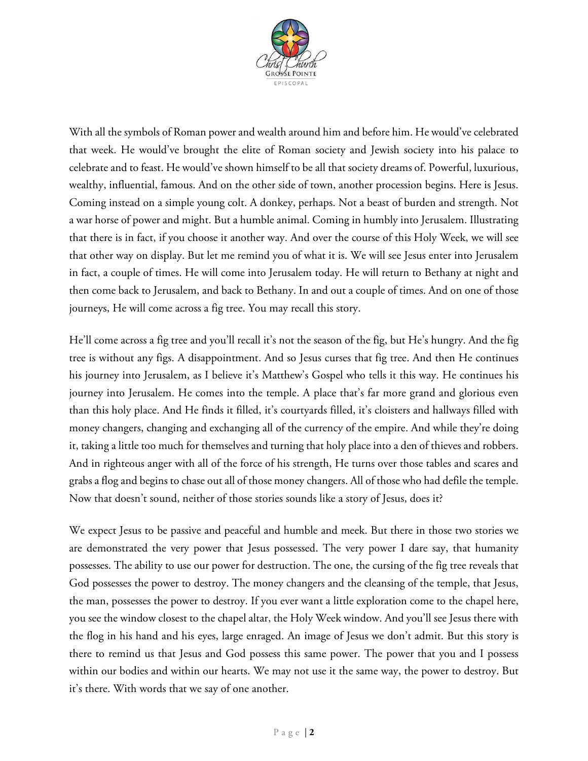With all the symbols of Roman power and wealth around him and before him. He would've celebrated that week. He would've brought the elite of Roman society and Jewish society into his palace to celebrate and to feast. He would've shown himself to be all that society dreams of. Powerful, luxurious, wealthy, influential, famous. And on the other side of town, another procession begins. Here is Jesus. Coming instead on a simple young colt. A donkey, perhaps. Not a beast of burden and strength. Not a war horse of power and might. But a humble animal. Coming in humbly into Jerusalem. Illustrating that there is in fact, if you choose it another way. And over the course of this Holy Week, we will see that other way on display. But let me remind you of what it is. We will see Jesus enter into Jerusalem in fact, a couple of times. He will come into Jerusalem today. He will return to Bethany at night and then come back to Jerusalem, and back to Bethany. In and out a couple of times. And on one of those journeys, He will come across a fig tree. You may recall this story.

He'll come across a fig tree and you'll recall it's not the season of the fig, but He's hungry. And the fig tree is without any figs. A disappointment. And so Jesus curses that fig tree. And then He continues his journey into Jerusalem, as I believe it's Matthew's Gospel who tells it this way. He continues his journey into Jerusalem. He comes into the temple. A place that's far more grand and glorious even than this holy place. And He finds it filled, it's courtyards filled, it's cloisters and hallways filled with money changers, changing and exchanging all of the currency of the empire. And while they're doing it, taking a little too much for themselves and turning that holy place into a den of thieves and robbers. And in righteous anger with all of the force of his strength, He turns over those tables and scares and grabs a flog and begins to chase out all of those money changers. All of those who had defile the temple. Now that doesn't sound, neither of those stories sounds like a story of Jesus, does it?

We expect Jesus to be passive and peaceful and humble and meek. But there in those two stories we are demonstrated the very power that Jesus possessed. The very power I dare say, that humanity possesses. The ability to use our power for destruction. The one, the cursing of the fig tree reveals that God possesses the power to destroy. The money changers and the cleansing of the temple, that Jesus, the man, possesses the power to destroy. If you ever want a little exploration come to the chapel here, you see the window closest to the chapel altar, the Holy Week window. And you'll see Jesus there with the flog in his hand and his eyes, large enraged. An image of Jesus we don't admit. But this story is there to remind us that Jesus and God possess this same power. The power that you and I possess within our bodies and within our hearts. We may not use it the same way, the power to destroy. But it's there. With words that we say of one another.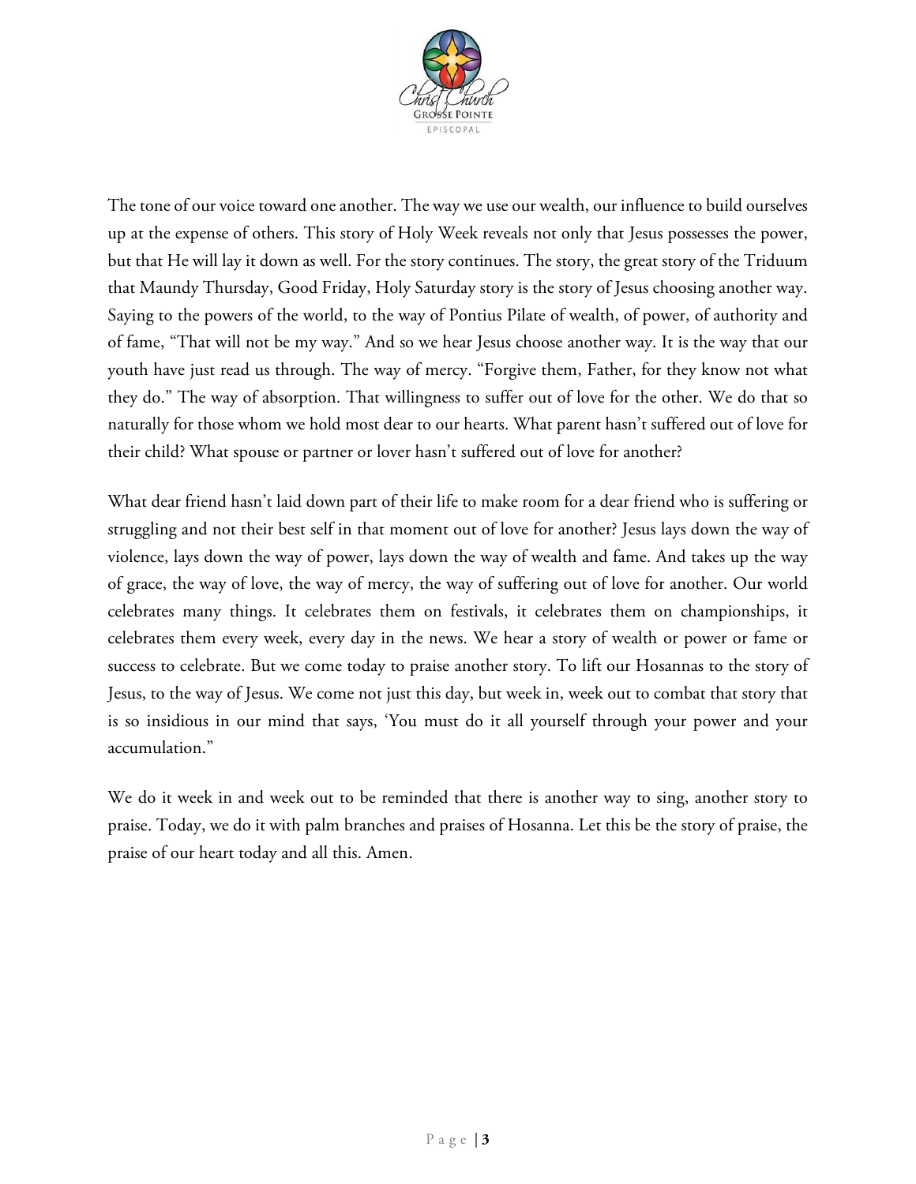The tone of our voice toward one another. The way we use our wealth, our influence to build ourselves up at the expense of others. This story of Holy Week reveals not only that Jesus possesses the power, but that He will lay it down as well. For the story continues. The story, the great story of the Triduum that Maundy Thursday, Good Friday, Holy Saturday story is the story of Jesus choosing another way. Saying to the powers of the world, to the way of Pontius Pilate of wealth, of power, of authority and of fame, "That will not be my way." And so we hear Jesus choose another way. It is the way that our youth have just read us through. The way of mercy. "Forgive them, Father, for they know not what they do." The way of absorption. That willingness to suffer out of love for the other. We do that so naturally for those whom we hold most dear to our hearts. What parent hasn't suffered out of love for their child? What spouse or partner or lover hasn't suffered out of love for another?

What dear friend hasn't laid down part of their life to make room for a dear friend who is suffering or struggling and not their best self in that moment out of love for another? Jesus lays down the way of violence, lays down the way of power, lays down the way of wealth and fame. And takes up the way of grace, the way of love, the way of mercy, the way of suffering out of love for another. Our world celebrates many things. It celebrates them on festivals, it celebrates them on championships, it celebrates them every week, every day in the news. We hear a story of wealth or power or fame or success to celebrate. But we come today to praise another story. To lift our Hosannas to the story of Jesus, to the way of Jesus. We come not just this day, but week in, week out to combat that story that is so insidious in our mind that says, 'You must do it all yourself through your power and your accumulation."

We do it week in and week out to be reminded that there is another way to sing, another story to praise. Today, we do it with palm branches and praises of Hosanna. Let this be the story of praise, the praise of our heart today and all this. Amen.